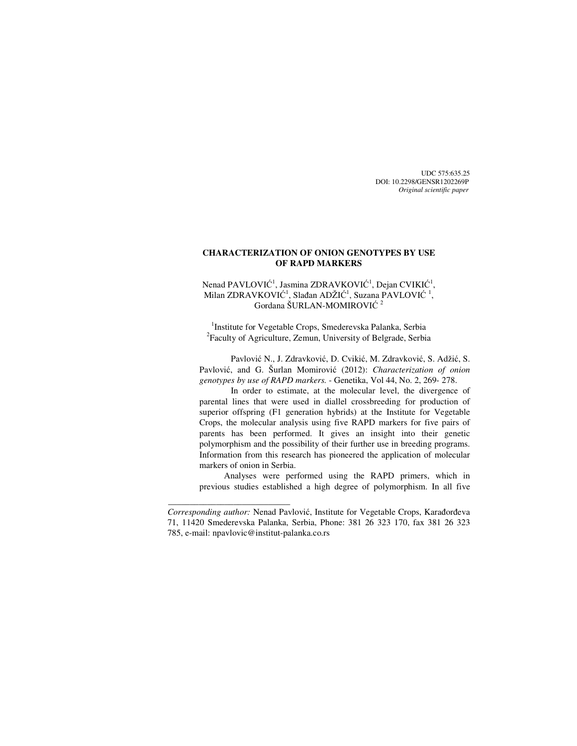UDC 575:635.25
DOI: 10.2298/GENSR1202269P
*Original scientific paper*

# CHARACTERIZATION OF ONION GENOTYPES BY USE OF RAPD MARKERS

Nenad PAVLOVIĆ[1], Jasmina ZDRAVKOVIĆ[1], Dejan CVIKIĆ[1], Milan ZDRAVKOVIĆ[1], Slađan ADŽIĆ[1], Suzana PAVLOVIĆ [1], Gordana ŠURLAN-MOMIROVIĆ [2]

[1]Institute for Vegetable Crops, Smederevska Palanka, Serbia
[2]Faculty of Agriculture, Zemun, University of Belgrade, Serbia

Pavlović N., J. Zdravković, D. Cvikić, M. Zdravković, S. Adžić, S. Pavlović, and G. Šurlan Momirović (2012): *Characterization of onion genotypes by use of RAPD markers.* - Genetika, Vol 44, No. 2, 269- 278.

In order to estimate, at the molecular level, the divergence of parental lines that were used in diallel crossbreeding for production of superior offspring (F1 generation hybrids) at the Institute for Vegetable Crops, the molecular analysis using five RAPD markers for five pairs of parents has been performed. It gives an insight into their genetic polymorphism and the possibility of their further use in breeding programs. Information from this research has pioneered the application of molecular markers of onion in Serbia.

Analyses were performed using the RAPD primers, which in previous studies established a high degree of polymorphism. In all five

---

*Corresponding author:* Nenad Pavlović, Institute for Vegetable Crops, Karađorđeva 71, 11420 Smederevska Palanka, Serbia, Phone: 381 26 323 170, fax 381 26 323 785, e-mail: npavlovic@institut-palanka.co.rs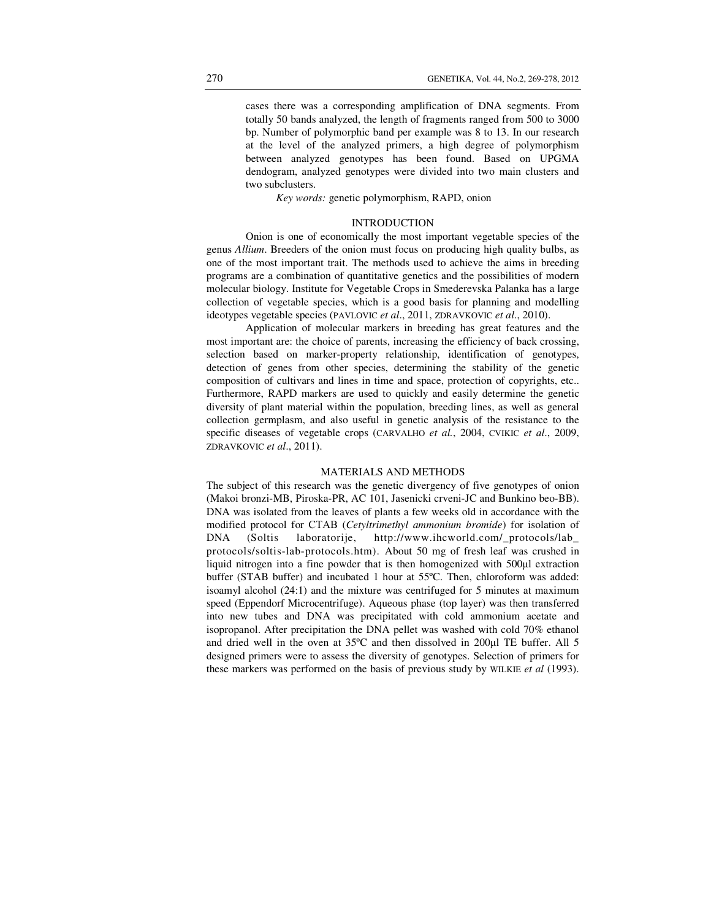cases there was a corresponding amplification of DNA segments. From totally 50 bands analyzed, the length of fragments ranged from 500 to 3000 bp. Number of polymorphic band per example was 8 to 13. In our research at the level of the analyzed primers, a high degree of polymorphism between analyzed genotypes has been found. Based on UPGMA dendogram, analyzed genotypes were divided into two main clusters and two subclusters.

*Key words:* genetic polymorphism, RAPD, onion

## INTRODUCTION

Onion is one of economically the most important vegetable species of the genus *Allium*. Breeders of the onion must focus on producing high quality bulbs, as one of the most important trait. The methods used to achieve the aims in breeding programs are a combination of quantitative genetics and the possibilities of modern molecular biology. Institute for Vegetable Crops in Smederevska Palanka has a large collection of vegetable species, which is a good basis for planning and modelling ideotypes vegetable species (PAVLOVIC *et al*., 2011, ZDRAVKOVIC *et al*., 2010).

Application of molecular markers in breeding has great features and the most important are: the choice of parents, increasing the efficiency of back crossing, selection based on marker-property relationship, identification of genotypes, detection of genes from other species, determining the stability of the genetic composition of cultivars and lines in time and space, protection of copyrights, etc.. Furthermore, RAPD markers are used to quickly and easily determine the genetic diversity of plant material within the population, breeding lines, as well as general collection germplasm, and also useful in genetic analysis of the resistance to the specific diseases of vegetable crops (CARVALHO *et al.*, 2004, CVIKIC *et al*., 2009, ZDRAVKOVIC *et al*., 2011).

## MATERIALS AND METHODS

The subject of this research was the genetic divergency of five genotypes of onion (Makoi bronzi-MB, Piroska-PR, AC 101, Jasenicki crveni-JC and Bunkino beo-BB). DNA was isolated from the leaves of plants a few weeks old in accordance with the modified protocol for CTAB (*Cetyltrimethyl ammonium bromide*) for isolation of DNA (Soltis laboratorije, http://www.ihcworld.com/_protocols/lab_protocols/soltis-lab-protocols.htm). About 50 mg of fresh leaf was crushed in liquid nitrogen into a fine powder that is then homogenized with 500μl extraction buffer (STAB buffer) and incubated 1 hour at 55ºC. Then, chloroform was added: isoamyl alcohol (24:1) and the mixture was centrifuged for 5 minutes at maximum speed (Eppendorf Microcentrifuge). Aqueous phase (top layer) was then transferred into new tubes and DNA was precipitated with cold ammonium acetate and isopropanol. After precipitation the DNA pellet was washed with cold 70% ethanol and dried well in the oven at 35ºC and then dissolved in 200μl TE buffer. All 5 designed primers were to assess the diversity of genotypes. Selection of primers for these markers was performed on the basis of previous study by WILKIE *et al* (1993).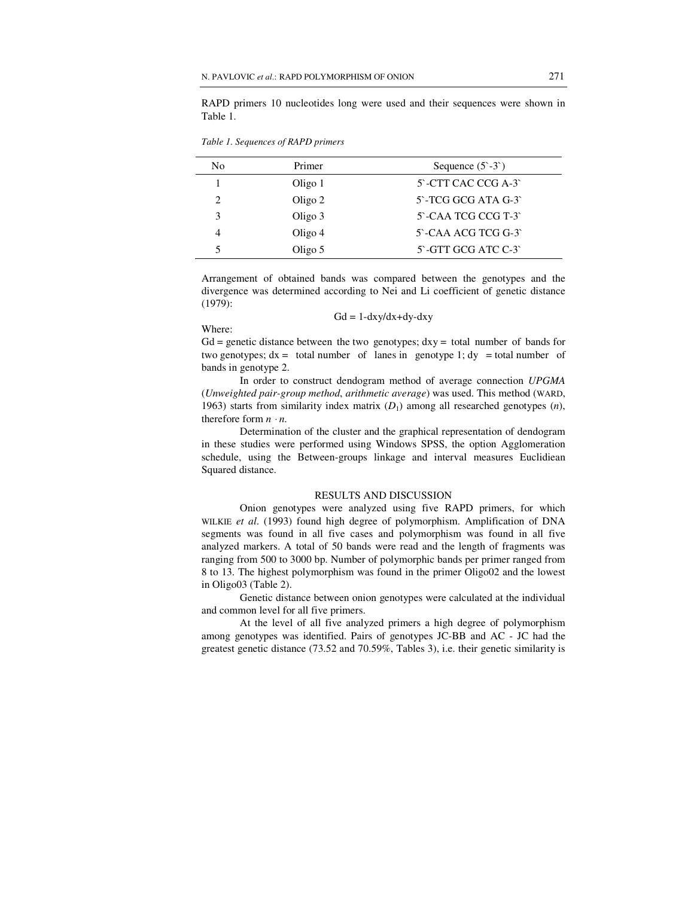RAPD primers 10 nucleotides long were used and their sequences were shown in Table 1.

*Table 1. Sequences of RAPD primers*

| No | Primer | Sequence (5`-3`) |
|---|---|---|
| 1 | Oligo 1 | 5`-CTT CAC CCG A-3` |
| 2 | Oligo 2 | 5`-TCG GCG ATA G-3` |
| 3 | Oligo 3 | 5`-CAA TCG CCG T-3` |
| 4 | Oligo 4 | 5`-CAA ACG TCG G-3` |
| 5 | Oligo 5 | 5`-GTT GCG ATC C-3` |

Arrangement of obtained bands was compared between the genotypes and the divergence was determined according to Nei and Li coefficient of genetic distance (1979):

$$Gd = 1-dxy/dx+dy-dxy$$

Where:

Gd = genetic distance between the two genotypes; dxy = total number of bands for two genotypes; dx = total number of lanes in genotype 1; dy = total number of bands in genotype 2.

In order to construct dendogram method of average connection *UPGMA* (*Unweighted pair-group method*, *arithmetic average*) was used. This method (WARD, 1963) starts from similarity index matrix ($D_1$) among all researched genotypes ($n$), therefore form $n \cdot n$.

Determination of the cluster and the graphical representation of dendogram in these studies were performed using Windows SPSS, the option Agglomeration schedule, using the Between-groups linkage and interval measures Euclidiean Squared distance.

## RESULTS AND DISCUSSION

Onion genotypes were analyzed using five RAPD primers, for which WILKIE *et al*. (1993) found high degree of polymorphism. Amplification of DNA segments was found in all five cases and polymorphism was found in all five analyzed markers. A total of 50 bands were read and the length of fragments was ranging from 500 to 3000 bp. Number of polymorphic bands per primer ranged from 8 to 13. The highest polymorphism was found in the primer Oligo02 and the lowest in Oligo03 (Table 2).

Genetic distance between onion genotypes were calculated at the individual and common level for all five primers.

At the level of all five analyzed primers a high degree of polymorphism among genotypes was identified. Pairs of genotypes JC-BB and AC - JC had the greatest genetic distance (73.52 and 70.59%, Tables 3), i.e. their genetic similarity is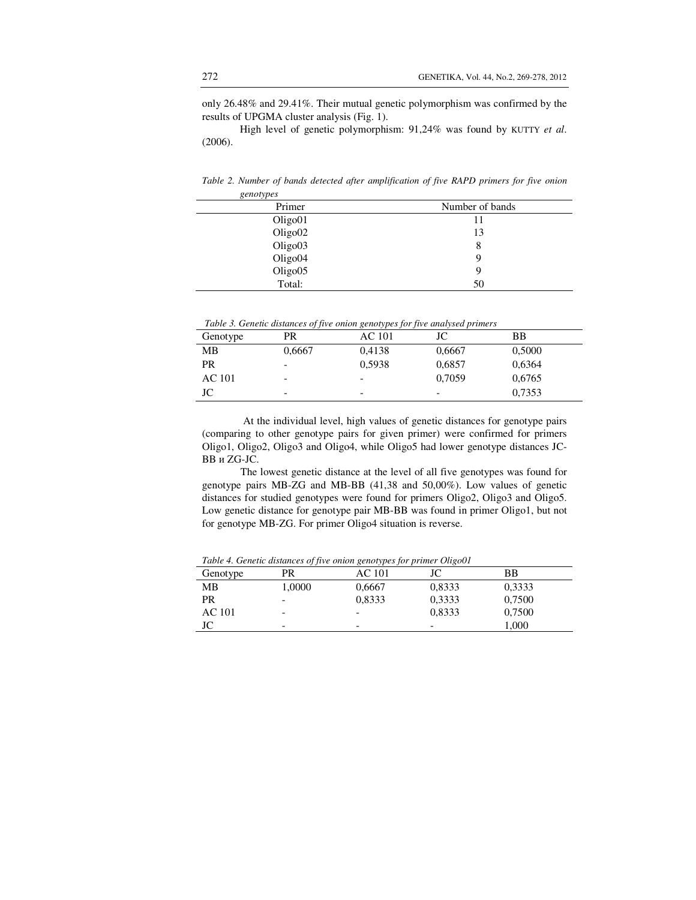only 26.48% and 29.41%. Their mutual genetic polymorphism was confirmed by the results of UPGMA cluster analysis (Fig. 1).

High level of genetic polymorphism: 91,24% was found by KUTTY *et al*. (2006).

*Table 2. Number of bands detected after amplification of five RAPD primers for five onion genotypes*

| Primer | Number of bands |
|---|---|
| Oligo01 | 11 |
| Oligo02 | 13 |
| Oligo03 | 8 |
| Oligo04 | 9 |
| Oligo05 | 9 |
| Total: | 50 |

*Table 3. Genetic distances of five onion genotypes for five analysed primers*

| Genotype | PR | AC 101 | JC | BB |
|---|---|---|---|---|
| MB | 0,6667 | 0,4138 | 0,6667 | 0,5000 |
| PR | - | 0,5938 | 0,6857 | 0,6364 |
| AC 101 | - | - | 0,7059 | 0,6765 |
| JC | - | - | - | 0,7353 |

At the individual level, high values of genetic distances for genotype pairs (comparing to other genotype pairs for given primer) were confirmed for primers Oligo1, Oligo2, Oligo3 and Oligo4, while Oligo5 had lower genotype distances JC-BB и ZG-JC.

The lowest genetic distance at the level of all five genotypes was found for genotype pairs MB-ZG and MB-BB (41,38 and 50,00%). Low values of genetic distances for studied genotypes were found for primers Oligo2, Oligo3 and Oligo5. Low genetic distance for genotype pair MB-BB was found in primer Oligo1, but not for genotype MB-ZG. For primer Oligo4 situation is reverse.

*Table 4. Genetic distances of five onion genotypes for primer Oligo01*

| Genotype | PR | AC 101 | JC | BB |
|---|---|---|---|---|
| MB | 1,0000 | 0,6667 | 0,8333 | 0,3333 |
| PR | - | 0,8333 | 0,3333 | 0,7500 |
| AC 101 | - | - | 0,8333 | 0,7500 |
| JC | - | - | - | 1,000 |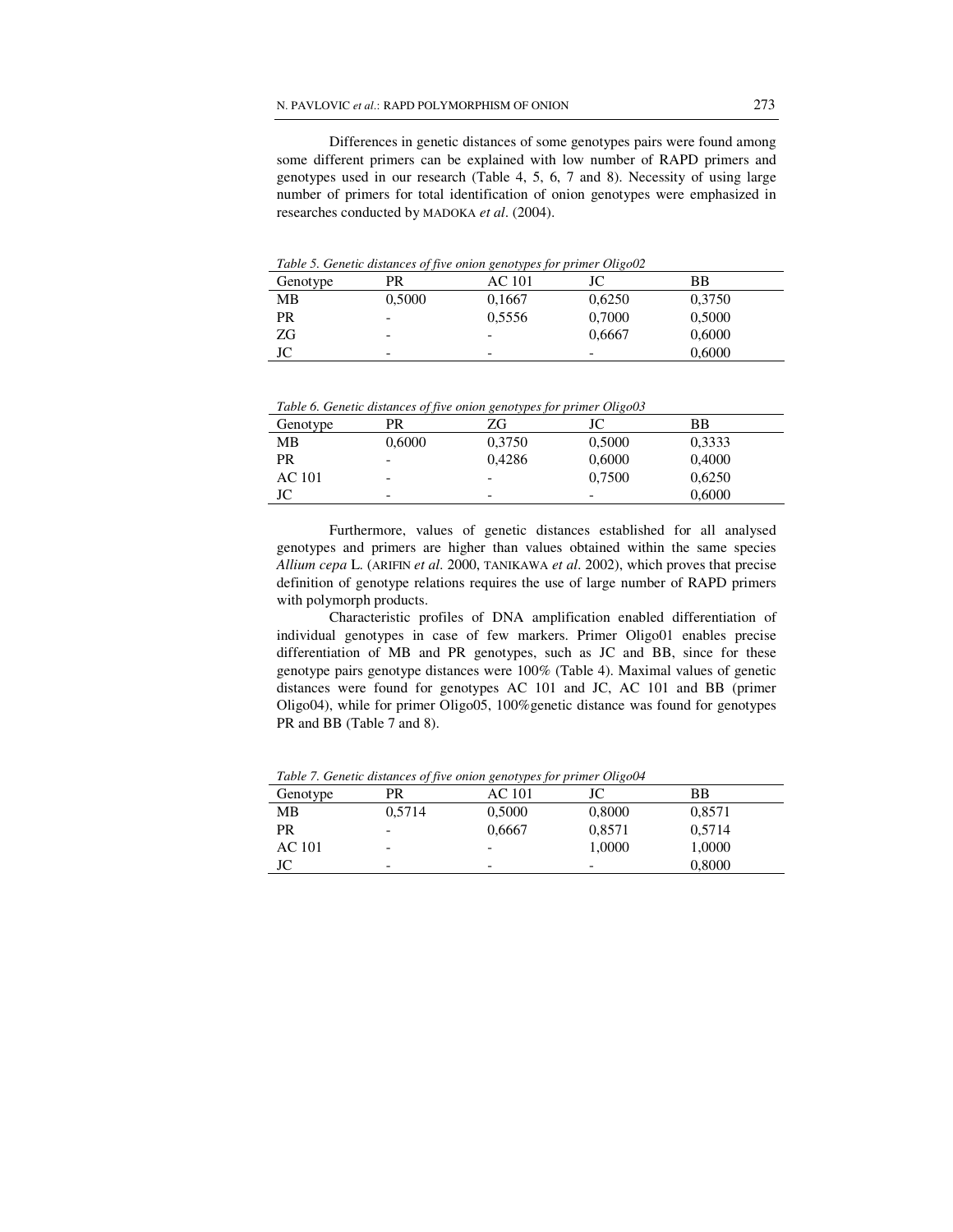Differences in genetic distances of some genotypes pairs were found among some different primers can be explained with low number of RAPD primers and genotypes used in our research (Table 4, 5, 6, 7 and 8). Necessity of using large number of primers for total identification of onion genotypes were emphasized in researches conducted by MADOKA *et al*. (2004).

*Table 5. Genetic distances of five onion genotypes for primer Oligo02*

| Genotype | PR | AC 101 | JC | BB |
|---|---|---|---|---|
| MB | 0,5000 | 0,1667 | 0,6250 | 0,3750 |
| PR | - | 0,5556 | 0,7000 | 0,5000 |
| ZG | - | - | 0,6667 | 0,6000 |
| JC | - | - | - | 0,6000 |

*Table 6. Genetic distances of five onion genotypes for primer Oligo03*

| Genotype | PR | ZG | JC | BB |
|---|---|---|---|---|
| MB | 0,6000 | 0,3750 | 0,5000 | 0,3333 |
| PR | - | 0,4286 | 0,6000 | 0,4000 |
| AC 101 | - | - | 0,7500 | 0,6250 |
| JC | - | - | - | 0,6000 |

Furthermore, values of genetic distances established for all analysed genotypes and primers are higher than values obtained within the same species *Allium cepa* L. (ARIFIN *et al*. 2000, TANIKAWA *et al*. 2002), which proves that precise definition of genotype relations requires the use of large number of RAPD primers with polymorph products.

Characteristic profiles of DNA amplification enabled differentiation of individual genotypes in case of few markers. Primer Oligo01 enables precise differentiation of MB and PR genotypes, such as JC and BB, since for these genotype pairs genotype distances were 100% (Table 4). Maximal values of genetic distances were found for genotypes AC 101 and JC, AC 101 and BB (primer Oligo04), while for primer Oligo05, 100%genetic distance was found for genotypes PR and BB (Table 7 and 8).

*Table 7. Genetic distances of five onion genotypes for primer Oligo04*

| Genotype | PR | AC 101 | JC | BB |
|---|---|---|---|---|
| MB | 0,5714 | 0,5000 | 0,8000 | 0,8571 |
| PR | - | 0,6667 | 0,8571 | 0,5714 |
| AC 101 | - | - | 1,0000 | 1,0000 |
| JC | - | - | - | 0,8000 |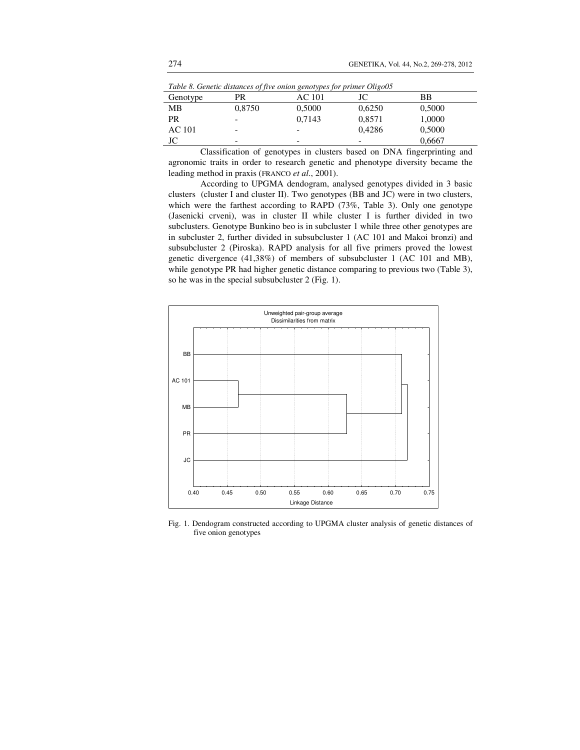*Table 8. Genetic distances of five onion genotypes for primer Oligo05*

| Genotype | PR | AC 101 | JC | BB |
|---|---|---|---|---|
| MB | 0,8750 | 0,5000 | 0,6250 | 0,5000 |
| PR | - | 0,7143 | 0,8571 | 1,0000 |
| AC 101 | - | - | 0,4286 | 0,5000 |
| JC | - | - | - | 0,6667 |

Classification of genotypes in clusters based on DNA fingerprinting and agronomic traits in order to research genetic and phenotype diversity became the leading method in praxis (FRANCO *et al*., 2001).

According to UPGMA dendogram, analysed genotypes divided in 3 basic clusters (cluster I and cluster II). Two genotypes (BB and JC) were in two clusters, which were the farthest according to RAPD (73%, Table 3). Only one genotype (Jasenicki crveni), was in cluster II while cluster I is further divided in two subclusters. Genotype Bunkino beo is in subcluster 1 while three other genotypes are in subcluster 2, further divided in subsubcluster 1 (AC 101 and Makoi bronzi) and subsubcluster 2 (Piroska). RAPD analysis for all five primers proved the lowest genetic divergence (41,38%) of members of subsubcluster 1 (AC 101 and MB), while genotype PR had higher genetic distance comparing to previous two (Table 3), so he was in the special subsubcluster 2 (Fig. 1).

Fig. 1. Dendogram constructed according to UPGMA cluster analysis of genetic distances of five onion genotypes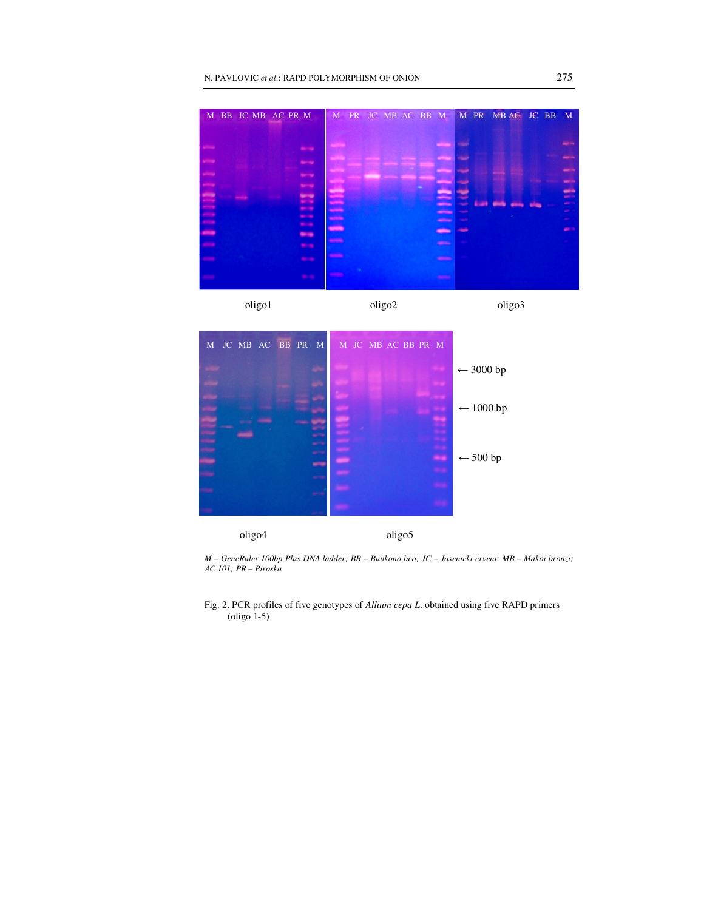*M – GeneRuler 100bp Plus DNA ladder; BB – Bunkono beo; JC – Jasenicki crveni; MB – Makoi bronzi; AC 101; PR – Piroska*

Fig. 2. PCR profiles of five genotypes of *Allium cepa L.* obtained using five RAPD primers (oligo 1-5)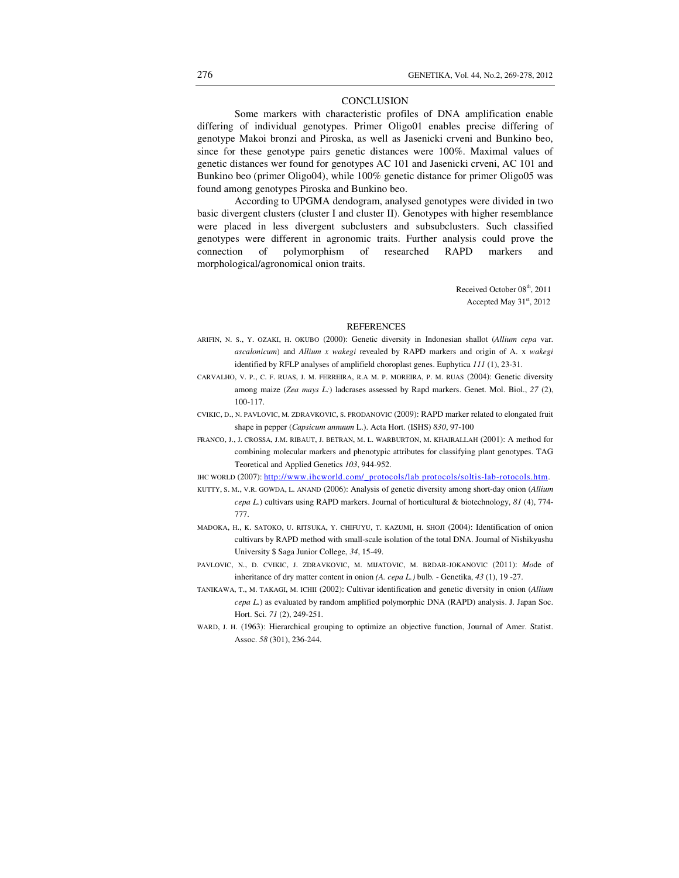## CONCLUSION

Some markers with characteristic profiles of DNA amplification enable differing of individual genotypes. Primer Oligo01 enables precise differing of genotype Makoi bronzi and Piroska, as well as Jasenicki crveni and Bunkino beo, since for these genotype pairs genetic distances were 100%. Maximal values of genetic distances wer found for genotypes AC 101 and Jasenicki crveni, AC 101 and Bunkino beo (primer Oligo04), while 100% genetic distance for primer Oligo05 was found among genotypes Piroska and Bunkino beo.

According to UPGMA dendogram, analysed genotypes were divided in two basic divergent clusters (cluster I and cluster II). Genotypes with higher resemblance were placed in less divergent subclusters and subsubclusters. Such classified genotypes were different in agronomic traits. Further analysis could prove the connection of polymorphism of researched RAPD markers and morphological/agronomical onion traits.

Received October 08th, 2011
Accepted May 31st, 2012

## REFERENCES

ARIFIN, N. S., Y. OZAKI, H. OKUBO (2000): Genetic diversity in Indonesian shallot (*Allium cepa* var. *ascalonicum*) and *Allium x wakegi* revealed by RAPD markers and origin of A. x *wakegi* identified by RFLP analyses of amplifield choroplast genes. Euphytica *111* (1), 23-31.

CARVALHO, V. P., C. F. RUAS, J. M. FERREIRA, R.A M. P. MOREIRA, P. M. RUAS (2004): Genetic diversity among maize (*Zea mays L:*) ladcrases assessed by Rapd markers. Genet. Mol. Biol., *27* (2), 100-117.

CVIKIC, D., N. PAVLOVIC, M. ZDRAVKOVIC, S. PRODANOVIC (2009): RAPD marker related to elongated fruit shape in pepper (*Capsicum annuum* L.). Acta Hort. (ISHS) *830*, 97-100

FRANCO, J., J. CROSSA, J.M. RIBAUT, J. BETRAN, M. L. WARBURTON, M. KHAIRALLAH (2001): A method for combining molecular markers and phenotypic attributes for classifying plant genotypes. TAG Teoretical and Applied Genetics *103*, 944-952.

IHC WORLD (2007): http://www.ihcworld.com/_protocols/lab protocols/soltis-lab-rotocols.htm.

KUTTY, S. M., V.R. GOWDA, L. ANAND (2006): Analysis of genetic diversity among short-day onion (*Allium cepa L.*) cultivars using RAPD markers. Journal of horticultural & biotechnology, *81* (4), 774-777.

MADOKA, H., K. SATOKO, U. RITSUKA, Y. CHIFUYU, T. KAZUMI, H. SHOJI (2004): Identification of onion cultivars by RAPD method with small-scale isolation of the total DNA. Journal of Nishikyushu University $ Saga Junior College, *34*, 15-49.

PAVLOVIC, N., D. CVIKIC, J. ZDRAVKOVIC, M. MIJATOVIC, M. BRDAR-JOKANOVIC (2011): *Mo*de of inheritance of dry matter content in onion *(A. cepa L.)* bulb. - Genetika, *43* (1), 19 -27.

TANIKAWA, T., M. TAKAGI, M. ICHII (2002): Cultivar identification and genetic diversity in onion (*Allium cepa L.*) as evaluated by random amplified polymorphic DNA (RAPD) analysis. J. Japan Soc. Hort. Sci. *71* (2), 249-251.

WARD, J. H. (1963): Hierarchical grouping to optimize an objective function, Journal of Amer. Statist. Assoc. *58* (301), 236-244.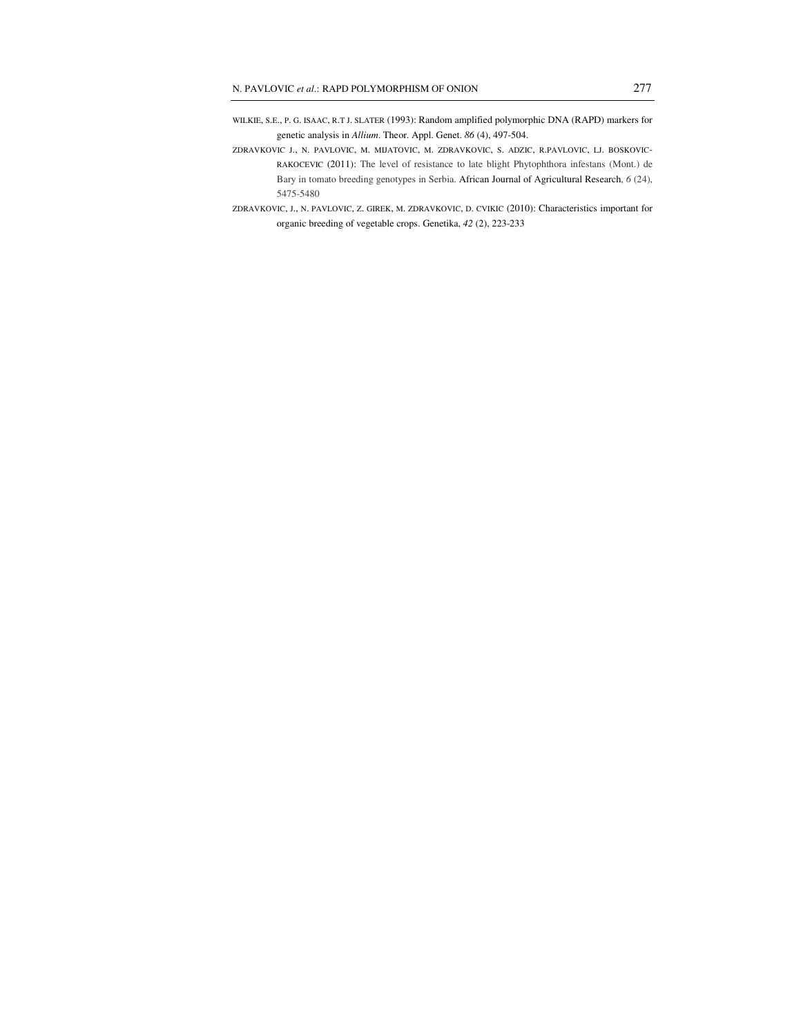WILKIE, S.E., P. G. ISAAC, R.T J. SLATER (1993): Random amplified polymorphic DNA (RAPD) markers for genetic analysis in *Allium*. Theor. Appl. Genet. *86* (4), 497-504.

ZDRAVKOVIC J., N. PAVLOVIC, M. MIJATOVIC, M. ZDRAVKOVIC, S. ADZIC, R.PAVLOVIC, LJ. BOSKOVIC-RAKOCEVIC (2011): The level of resistance to late blight Phytophthora infestans (Mont.) de Bary in tomato breeding genotypes in Serbia. African Journal of Agricultural Research, *6* (24), 5475-5480

ZDRAVKOVIC, J., N. PAVLOVIC, Z. GIREK, M. ZDRAVKOVIC, D. CVIKIC (2010): Characteristics important for organic breeding of vegetable crops. Genetika, *42* (2), 223-233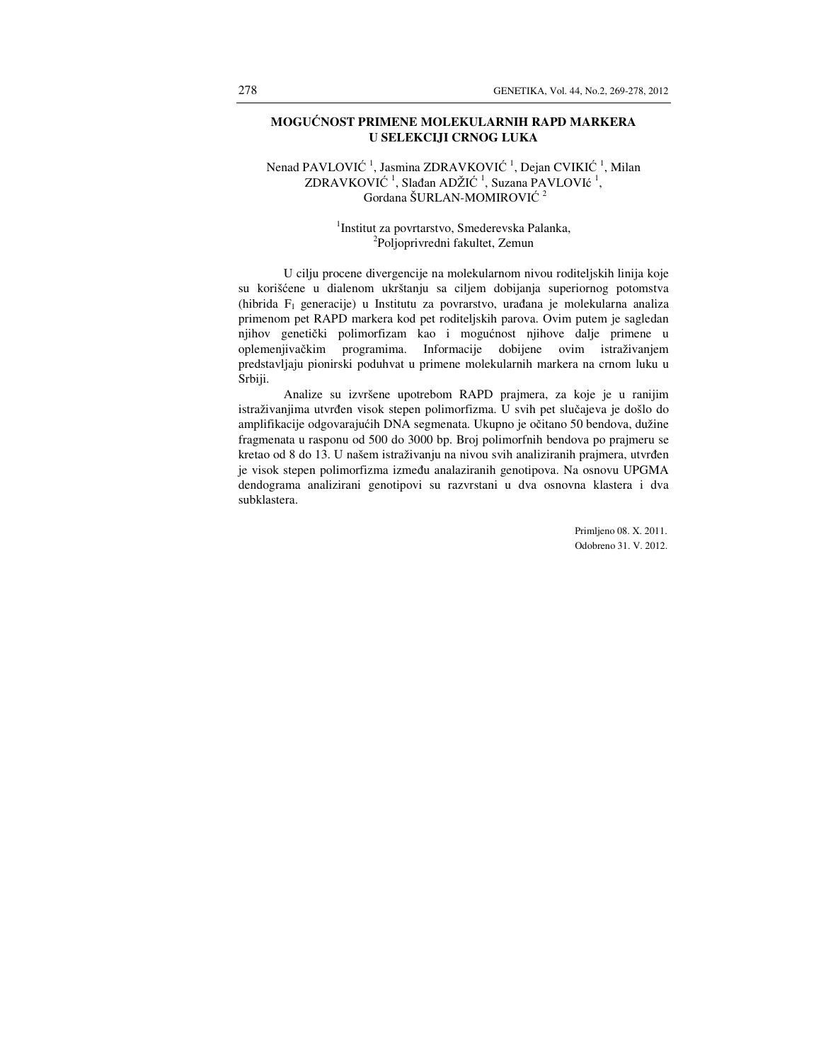# MOGUĆNOST PRIMENE MOLEKULARNIH RAPD MARKERA U SELEKCIJI CRNOG LUKA

Nenad PAVLOVIĆ [1], Jasmina ZDRAVKOVIĆ [1], Dejan CVIKIĆ [1], Milan ZDRAVKOVIĆ [1], Slađan ADŽIĆ [1], Suzana PAVLOVIć [1], Gordana ŠURLAN-MOMIROVIĆ [2]

[1]Institut za povrtarstvo, Smederevska Palanka,
[2]Poljoprivredni fakultet, Zemun

U cilju procene divergencije na molekularnom nivou roditeljskih linija koje su korišćene u dialenom ukrštanju sa ciljem dobijanja superiornog potomstva (hibrida $F_1$ generacije) u Institutu za povrarstvo, urađana je molekularna analiza primenom pet RAPD markera kod pet roditeljskih parova. Ovim putem je sagledan njihov genetički polimorfizam kao i mogućnost njihove dalje primene u oplemenjivačkim programima. Informacije dobijene ovim istraživanjem predstavljaju pionirski poduhvat u primene molekularnih markera na crnom luku u Srbiji.

Analize su izvršene upotrebom RAPD prajmera, za koje je u ranijim istraživanjima utvrđen visok stepen polimorfizma. U svih pet slučajeva je došlo do amplifikacije odgovarajućih DNA segmenata. Ukupno je očitano 50 bendova, dužine fragmenata u rasponu od 500 do 3000 bp. Broj polimorfnih bendova po prajmeru se kretao od 8 do 13. U našem istraživanju na nivou svih analiziranih prajmera, utvrđen je visok stepen polimorfizma između analaziranih genotipova. Na osnovu UPGMA dendograma analizirani genotipovi su razvrstani u dva osnovna klastera i dva subklastera.

Primljeno 08. X. 2011.
Odobreno 31. V. 2012.